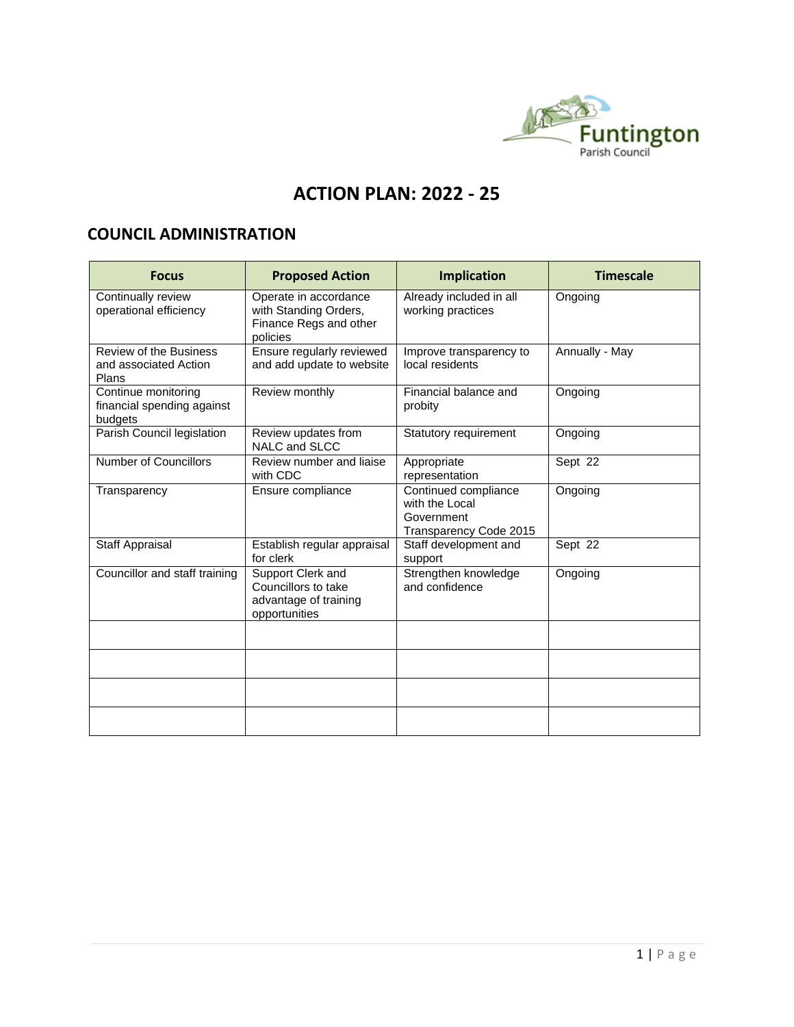# ACTION PLAN: 2022 - 25

## COUNCIL ADMINISTRATION

| Focus | Proposed Action | Implication | Timescale |
|---|---|---|---|
| Continually review operational efficiency | Operate in accordance with Standing Orders, Finance Regs and other policies | Already included in all working practices | Ongoing |
| Review of the Business and associated Action Plans | Ensure regularly reviewed and add update to website | Improve transparency to local residents | Annually - May |
| Continue monitoring financial spending against budgets | Review monthly | Financial balance and probity | Ongoing |
| Parish Council legislation | Review updates from NALC and SLCC | Statutory requirement | Ongoing |
| Number of Councillors | Review number and liaise with CDC | Appropriate representation | Sept 22 |
| Transparency | Ensure compliance | Continued compliance with the Local Government Transparency Code 2015 | Ongoing |
| Staff Appraisal | Establish regular appraisal for clerk | Staff development and support | Sept 22 |
| Councillor and staff training | Support Clerk and Councillors to take advantage of training opportunities | Strengthen knowledge and confidence | Ongoing |
| | | | |
| | | | |
| | | | |
| | | | |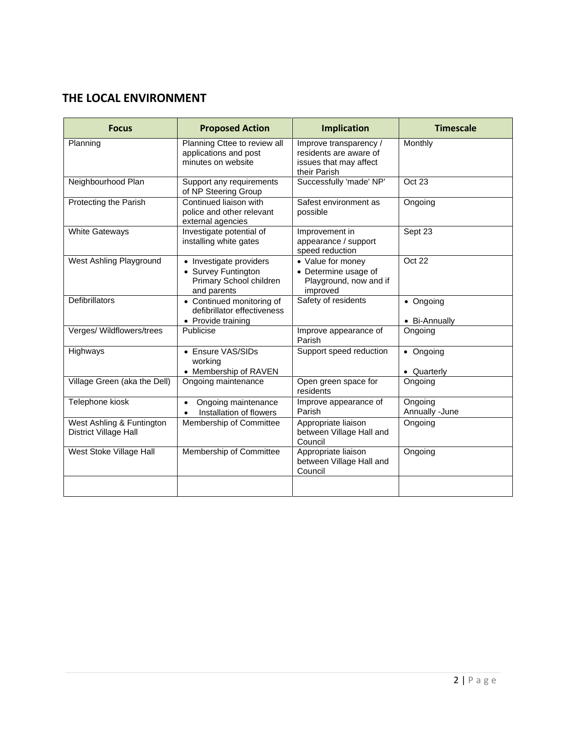## THE LOCAL ENVIRONMENT

| Focus | Proposed Action | Implication | Timescale |
|---|---|---|---|
| Planning | Planning Cttee to review all applications and post minutes on website | Improve transparency / residents are aware of issues that may affect their Parish | Monthly |
| Neighbourhood Plan | Support any requirements of NP Steering Group | Successfully 'made' NP' | Oct 23 |
| Protecting the Parish | Continued liaison with police and other relevant external agencies | Safest environment as possible | Ongoing |
| White Gateways | Investigate potential of installing white gates | Improvement in appearance / support speed reduction | Sept 23 |
| West Ashling Playground | • Investigate providers<br>• Survey Funtington Primary School children and parents | • Value for money<br>• Determine usage of Playground, now and if improved | Oct 22 |
| Defibrillators | • Continued monitoring of defibrillator effectiveness<br>• Provide training | Safety of residents | • Ongoing<br>• Bi-Annually |
| Verges/ Wildflowers/trees | Publicise | Improve appearance of Parish | Ongoing |
| Highways | • Ensure VAS/SIDs working<br>• Membership of RAVEN | Support speed reduction | • Ongoing<br>• Quarterly |
| Village Green (aka the Dell) | Ongoing maintenance | Open green space for residents | Ongoing |
| Telephone kiosk | • Ongoing maintenance<br>• Installation of flowers | Improve appearance of Parish | Ongoing<br>Annually -June |
| West Ashling & Funtington District Village Hall | Membership of Committee | Appropriate liaison between Village Hall and Council | Ongoing |
| West Stoke Village Hall | Membership of Committee | Appropriate liaison between Village Hall and Council | Ongoing |
| | | | |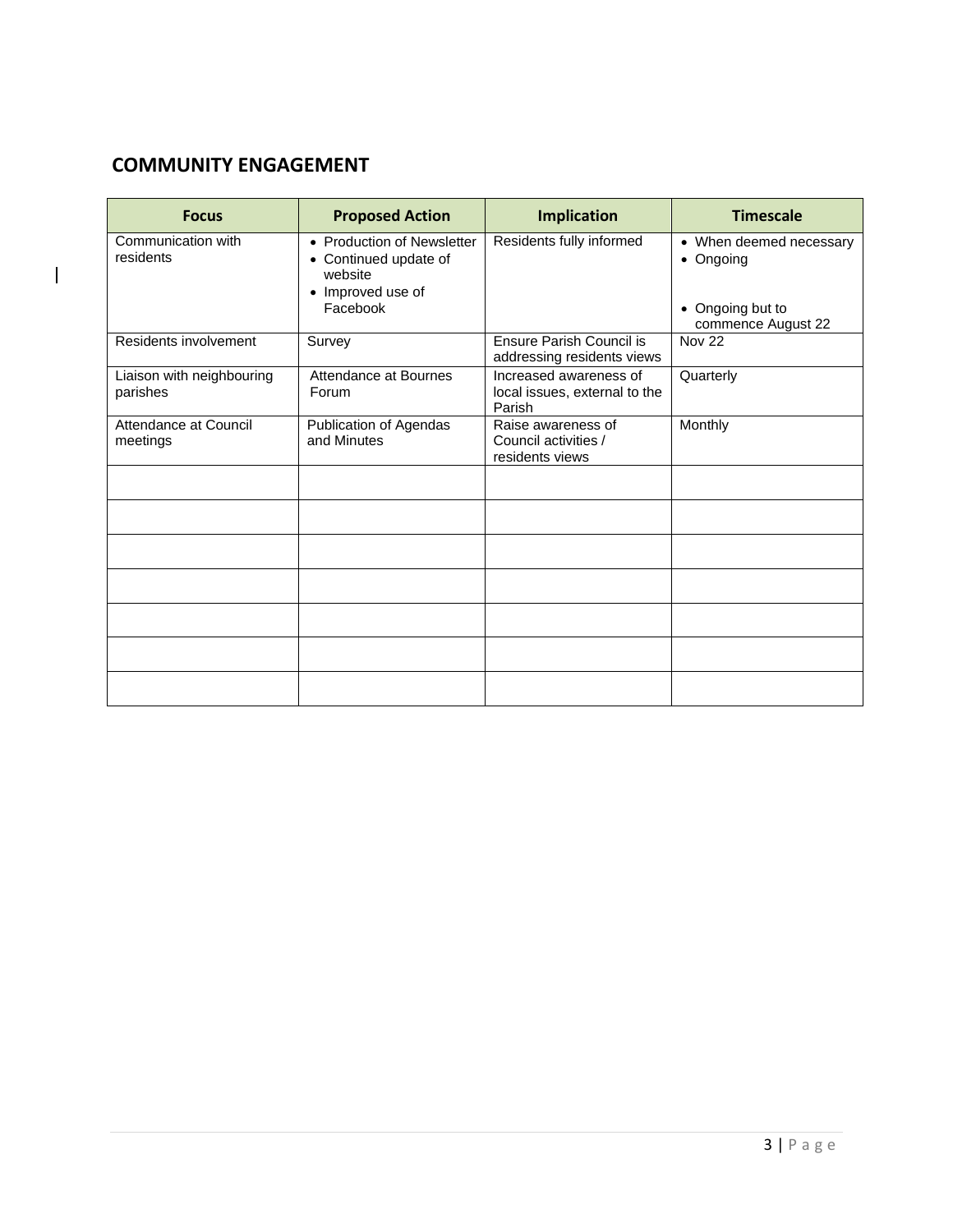## COMMUNITY ENGAGEMENT

| Focus | Proposed Action | Implication | Timescale |
|---|---|---|---|
| Communication with residents | • Production of Newsletter<br>• Continued update of website<br>• Improved use of Facebook | Residents fully informed | • When deemed necessary<br>• Ongoing<br>• Ongoing but to commence August 22 |
| Residents involvement | Survey | Ensure Parish Council is addressing residents views | Nov 22 |
| Liaison with neighbouring parishes | Attendance at Bournes Forum | Increased awareness of local issues, external to the Parish | Quarterly |
| Attendance at Council meetings | Publication of Agendas and Minutes | Raise awareness of Council activities / residents views | Monthly |
| | | | |
| | | | |
| | | | |
| | | | |
| | | | |
| | | | |
| | | | |